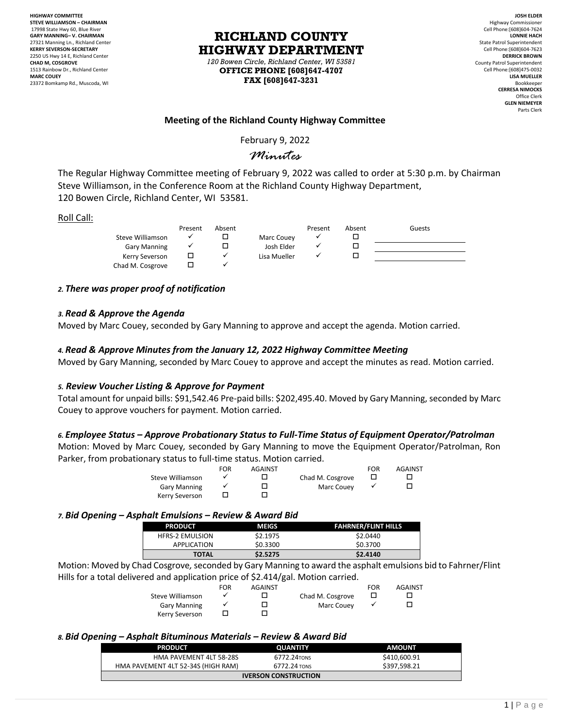**HIGHWAY COMMITTEE**
**STEVE WILLIAMSON – CHAIRMAN**
17998 State Hwy 60, Blue River
**GARY MANNING– V. CHAIRMAN**
27321 Manning Ln., Richland Center
**KERRY SEVERSON-SECRETARY**
2250 US Hwy 14 E, Richland Center
**CHAD M, COSGROVE**
1513 Rainbow Dr., Richland Center
**MARC COUEY**
23372 Bomkamp Rd., Muscoda, WI

# RICHLAND COUNTY HIGHWAY DEPARTMENT

*120 Bowen Circle, Richland Center, WI 53581*
**OFFICE PHONE [608]647-4707**
**FAX [608]647-3231**

**JOSH ELDER**
Highway Commissioner
Cell Phone:[608]604-7624
**LONNIE HACH**
State Patrol Superintendent
Cell Phone:[608]604-7623
**DERRICK BROWN**
County Patrol Superintendent
Cell Phone:[608]475-0032
**LISA MUELLER**
Bookkeeper
**CERRESA NIMOCKS**
Office Clerk
**GLEN NIEMEYER**
Parts Clerk

## Meeting of the Richland County Highway Committee

February 9, 2022

*Minutes*

The Regular Highway Committee meeting of February 9, 2022 was called to order at 5:30 p.m. by Chairman Steve Williamson, in the Conference Room at the Richland County Highway Department, 120 Bowen Circle, Richland Center, WI 53581.

Roll Call:

| | Present | Absent | | Present | Absent | Guests |
|---|---|---|---|---|---|---|
| Steve Williamson | ✓ | ☐ | Marc Couey | ✓ | ☐ | |
| Gary Manning | ✓ | ☐ | Josh Elder | ✓ | ☐ | |
| Kerry Severson | ☐ | ✓ | Lisa Mueller | ✓ | ☐ | |
| Chad M. Cosgrove | ☐ | ✓ | | | | |

### *2. There was proper proof of notification*

### *3. Read & Approve the Agenda*

Moved by Marc Couey, seconded by Gary Manning to approve and accept the agenda. Motion carried.

### *4. Read & Approve Minutes from the January 12, 2022 Highway Committee Meeting*

Moved by Gary Manning, seconded by Marc Couey to approve and accept the minutes as read. Motion carried.

### *5. Review Voucher Listing & Approve for Payment*

Total amount for unpaid bills: $91,542.46 Pre-paid bills: $202,495.40. Moved by Gary Manning, seconded by Marc Couey to approve vouchers for payment. Motion carried.

### *6. Employee Status – Approve Probationary Status to Full-Time Status of Equipment Operator/Patrolman*

Motion: Moved by Marc Couey, seconded by Gary Manning to move the Equipment Operator/Patrolman, Ron Parker, from probationary status to full-time status. Motion carried.

| | FOR | AGAINST | | FOR | AGAINST |
|---|---|---|---|---|---|
| Steve Williamson | ✓ | ☐ | Chad M. Cosgrove | ☐ | ☐ |
| Gary Manning | ✓ | ☐ | Marc Couey | ✓ | ☐ |
| Kerry Severson | ☐ | ☐ | | | |

### *7. Bid Opening – Asphalt Emulsions – Review & Award Bid*

| PRODUCT | MEIGS | FAHRNER/FLINT HILLS |
|---|---|---|
| HFRS-2 EMULSION | $2.1975 | $2.0440 |
| APPLICATION | $0.3300 | $0.3700 |
| **TOTAL** | **$2.5275** | **$2.4140** |

Motion: Moved by Chad Cosgrove, seconded by Gary Manning to award the asphalt emulsions bid to Fahrner/Flint Hills for a total delivered and application price of $2.414/gal. Motion carried.

| | FOR | AGAINST | | FOR | AGAINST |
|---|---|---|---|---|---|
| Steve Williamson | ✓ | ☐ | Chad M. Cosgrove | ☐ | ☐ |
| Gary Manning | ✓ | ☐ | Marc Couey | ✓ | ☐ |
| Kerry Severson | ☐ | ☐ | | | |

### *8. Bid Opening – Asphalt Bituminous Materials – Review & Award Bid*

| PRODUCT | QUANTITY | AMOUNT |
|---|---|---|
| HMA PAVEMENT 4LT 58-28S | 6772.24TONS | $410,600.91 |
| HMA PAVEMENT 4LT 52-34S (HIGH RAM) | 6772.24 TONS | $397,598.21 |
| **IVERSON CONSTRUCTION** | | |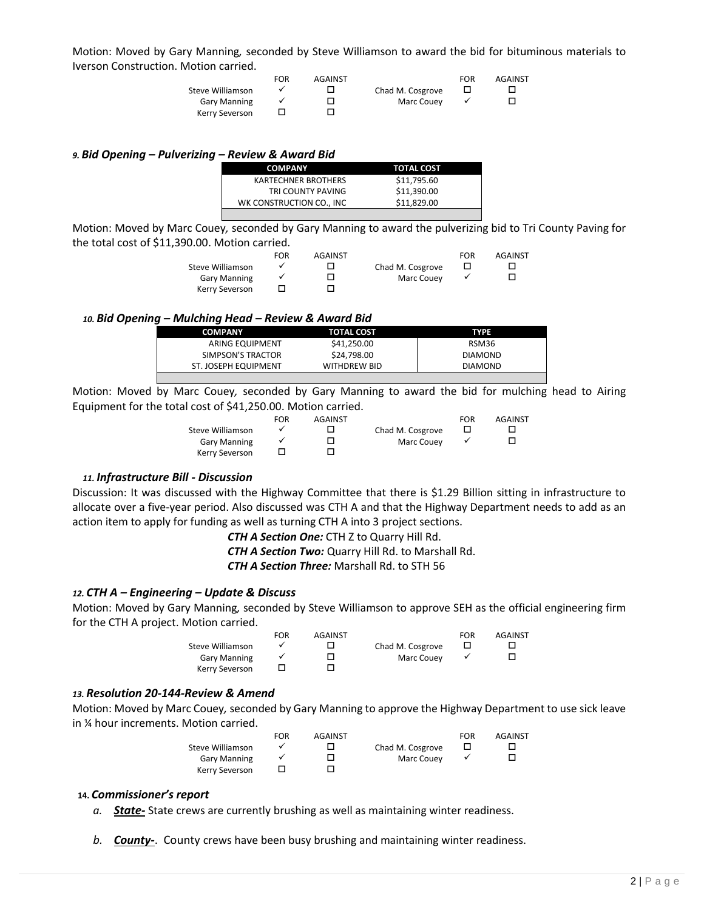Motion: Moved by Gary Manning*,* seconded by Steve Williamson to award the bid for bituminous materials to Iverson Construction. Motion carried.

| | FOR | AGAINST | | FOR | AGAINST |
|---|---|---|---|---|---|
| Steve Williamson | ✓ | ☐ | Chad M. Cosgrove | ☐ | ☐ |
| Gary Manning | ✓ | ☐ | Marc Couey | ✓ | ☐ |
| Kerry Severson | ☐ | ☐ | | | |

### *9. Bid Opening – Pulverizing – Review & Award Bid*

| COMPANY | TOTAL COST |
|---|---|
| KARTECHNER BROTHERS | $11,795.60 |
| TRI COUNTY PAVING | $11,390.00 |
| WK CONSTRUCTION CO., INC | $11,829.00 |

Motion: Moved by Marc Couey*,* seconded by Gary Manning to award the pulverizing bid to Tri County Paving for the total cost of $11,390.00. Motion carried.

| | FOR | AGAINST | | FOR | AGAINST |
|---|---|---|---|---|---|
| Steve Williamson | ✓ | ☐ | Chad M. Cosgrove | ☐ | ☐ |
| Gary Manning | ✓ | ☐ | Marc Couey | ✓ | ☐ |
| Kerry Severson | ☐ | ☐ | | | |

### *10. Bid Opening – Mulching Head – Review & Award Bid*

| COMPANY | TOTAL COST | TYPE |
|---|---|---|
| ARING EQUIPMENT | $41,250.00 | RSM36 |
| SIMPSON'S TRACTOR | $24,798.00 | DIAMOND |
| ST. JOSEPH EQUIPMENT | WITHDREW BID | DIAMOND |

Motion: Moved by Marc Couey*,* seconded by Gary Manning to award the bid for mulching head to Airing Equipment for the total cost of $41,250.00. Motion carried.

| | FOR | AGAINST | | FOR | AGAINST |
|---|---|---|---|---|---|
| Steve Williamson | ✓ | ☐ | Chad M. Cosgrove | ☐ | ☐ |
| Gary Manning | ✓ | ☐ | Marc Couey | ✓ | ☐ |
| Kerry Severson | ☐ | ☐ | | | |

### *11. Infrastructure Bill - Discussion*

Discussion: It was discussed with the Highway Committee that there is $1.29 Billion sitting in infrastructure to allocate over a five-year period. Also discussed was CTH A and that the Highway Department needs to add as an action item to apply for funding as well as turning CTH A into 3 project sections.

***CTH A Section One:*** CTH Z to Quarry Hill Rd.
***CTH A Section Two:*** Quarry Hill Rd. to Marshall Rd.
***CTH A Section Three:*** Marshall Rd. to STH 56

### *12. CTH A – Engineering – Update & Discuss*

Motion: Moved by Gary Manning*,* seconded by Steve Williamson to approve SEH as the official engineering firm for the CTH A project. Motion carried.

| | FOR | AGAINST | | FOR | AGAINST |
|---|---|---|---|---|---|
| Steve Williamson | ✓ | ☐ | Chad M. Cosgrove | ☐ | ☐ |
| Gary Manning | ✓ | ☐ | Marc Couey | ✓ | ☐ |
| Kerry Severson | ☐ | ☐ | | | |

### *13. Resolution 20-144-Review & Amend*

Motion: Moved by Marc Couey*,* seconded by Gary Manning to approve the Highway Department to use sick leave in ¼ hour increments. Motion carried.

| | FOR | AGAINST | | FOR | AGAINST |
|---|---|---|---|---|---|
| Steve Williamson | ✓ | ☐ | Chad M. Cosgrove | ☐ | ☐ |
| Gary Manning | ✓ | ☐ | Marc Couey | ✓ | ☐ |
| Kerry Severson | ☐ | ☐ | | | |

### 14. *Commissioner's report*

a. ***State-*** State crews are currently brushing as well as maintaining winter readiness.

b. ***County-***. County crews have been busy brushing and maintaining winter readiness.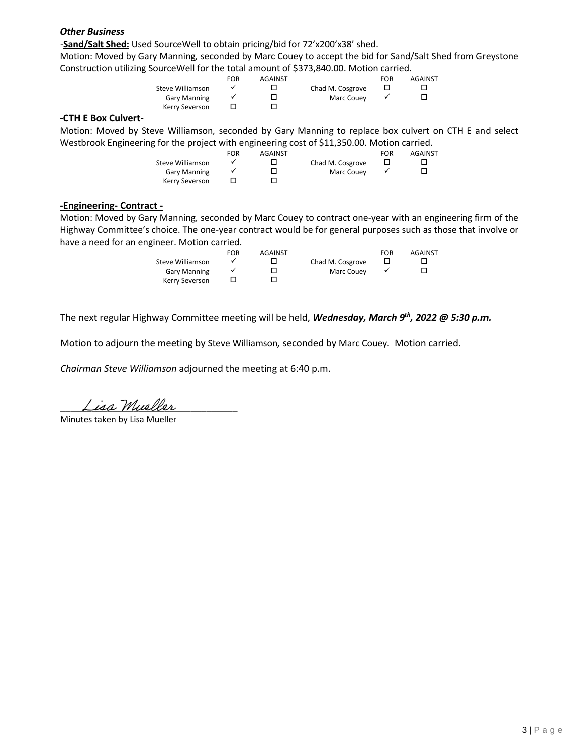### *Other Business*

-**Sand/Salt Shed:** Used SourceWell to obtain pricing/bid for 72'x200'x38' shed.

Motion: Moved by Gary Manning, seconded by Marc Couey to accept the bid for Sand/Salt Shed from Greystone Construction utilizing SourceWell for the total amount of $373,840.00. Motion carried.

| | FOR | AGAINST | | FOR | AGAINST |
|---|---|---|---|---|---|
| Steve Williamson | ✓ | ☐ | Chad M. Cosgrove | ☐ | ☐ |
| Gary Manning | ✓ | ☐ | Marc Couey | ✓ | ☐ |
| Kerry Severson | ☐ | ☐ | | | |

**-CTH E Box Culvert-**

Motion: Moved by Steve Williamson, seconded by Gary Manning to replace box culvert on CTH E and select Westbrook Engineering for the project with engineering cost of $11,350.00. Motion carried.

| | FOR | AGAINST | | FOR | AGAINST |
|---|---|---|---|---|---|
| Steve Williamson | ✓ | ☐ | Chad M. Cosgrove | ☐ | ☐ |
| Gary Manning | ✓ | ☐ | Marc Couey | ✓ | ☐ |
| Kerry Severson | ☐ | ☐ | | | |

**-Engineering- Contract -**

Motion: Moved by Gary Manning, seconded by Marc Couey to contract one-year with an engineering firm of the Highway Committee's choice. The one-year contract would be for general purposes such as those that involve or have a need for an engineer. Motion carried.

| | FOR | AGAINST | | FOR | AGAINST |
|---|---|---|---|---|---|
| Steve Williamson | ✓ | ☐ | Chad M. Cosgrove | ☐ | ☐ |
| Gary Manning | ✓ | ☐ | Marc Couey | ✓ | ☐ |
| Kerry Severson | ☐ | ☐ | | | |

The next regular Highway Committee meeting will be held, ***Wednesday, March 9th, 2022 @ 5:30 p.m.***

Motion to adjourn the meeting by Steve Williamson, seconded by Marc Couey. Motion carried.

*Chairman Steve Williamson* adjourned the meeting at 6:40 p.m.

*Lisa Mueller*

Minutes taken by Lisa Mueller